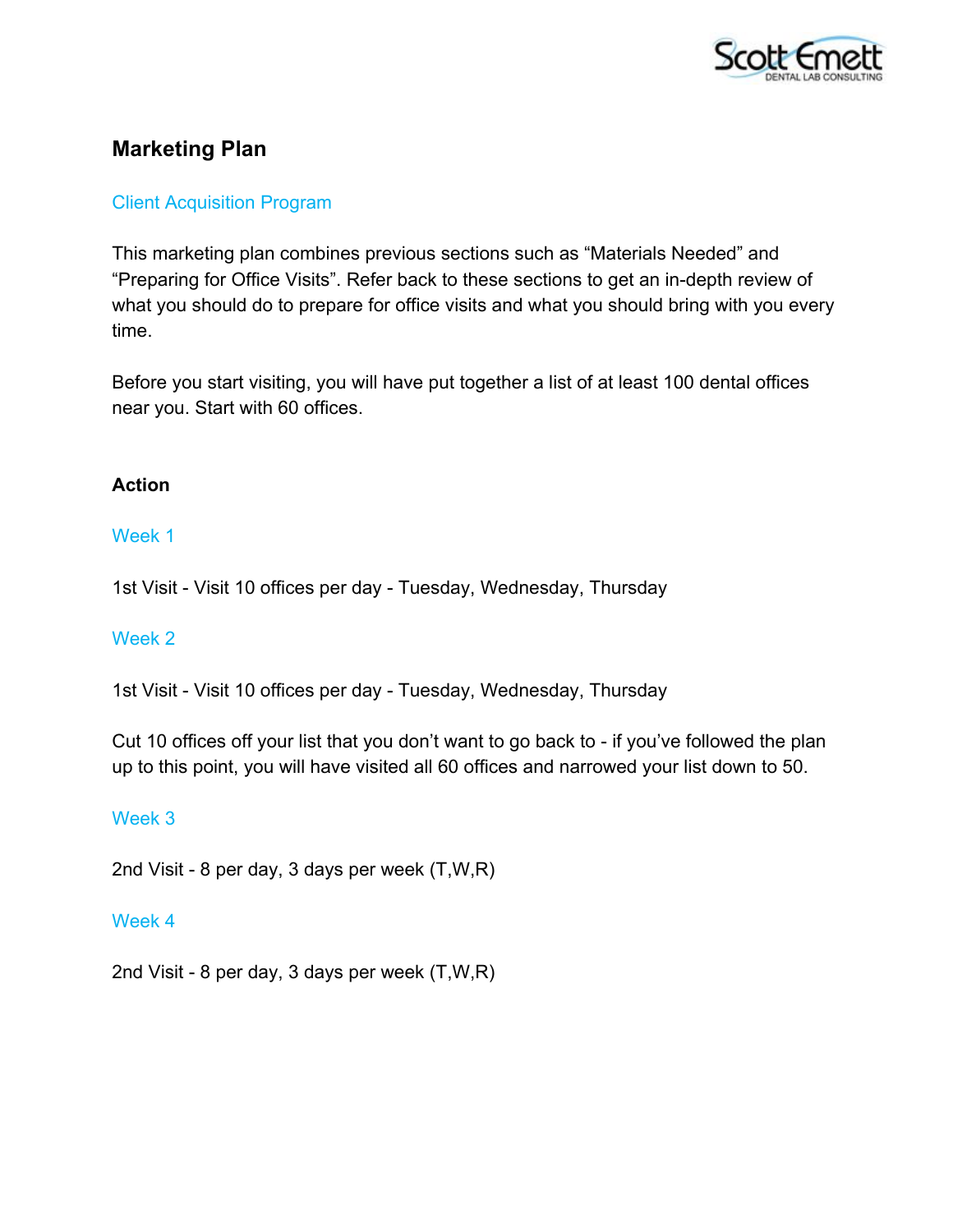# Marketing Plan

## Client Acquisition Program

This marketing plan combines previous sections such as "Materials Needed" and "Preparing for Office Visits". Refer back to these sections to get an in-depth review of what you should do to prepare for office visits and what you should bring with you every time.

Before you start visiting, you will have put together a list of at least 100 dental offices near you. Start with 60 offices.

### Action

#### Week 1

1st Visit - Visit 10 offices per day - Tuesday, Wednesday, Thursday

#### Week 2

1st Visit - Visit 10 offices per day - Tuesday, Wednesday, Thursday

Cut 10 offices off your list that you don't want to go back to - if you've followed the plan up to this point, you will have visited all 60 offices and narrowed your list down to 50.

#### Week 3

2nd Visit - 8 per day, 3 days per week (T,W,R)

#### Week 4

2nd Visit - 8 per day, 3 days per week (T,W,R)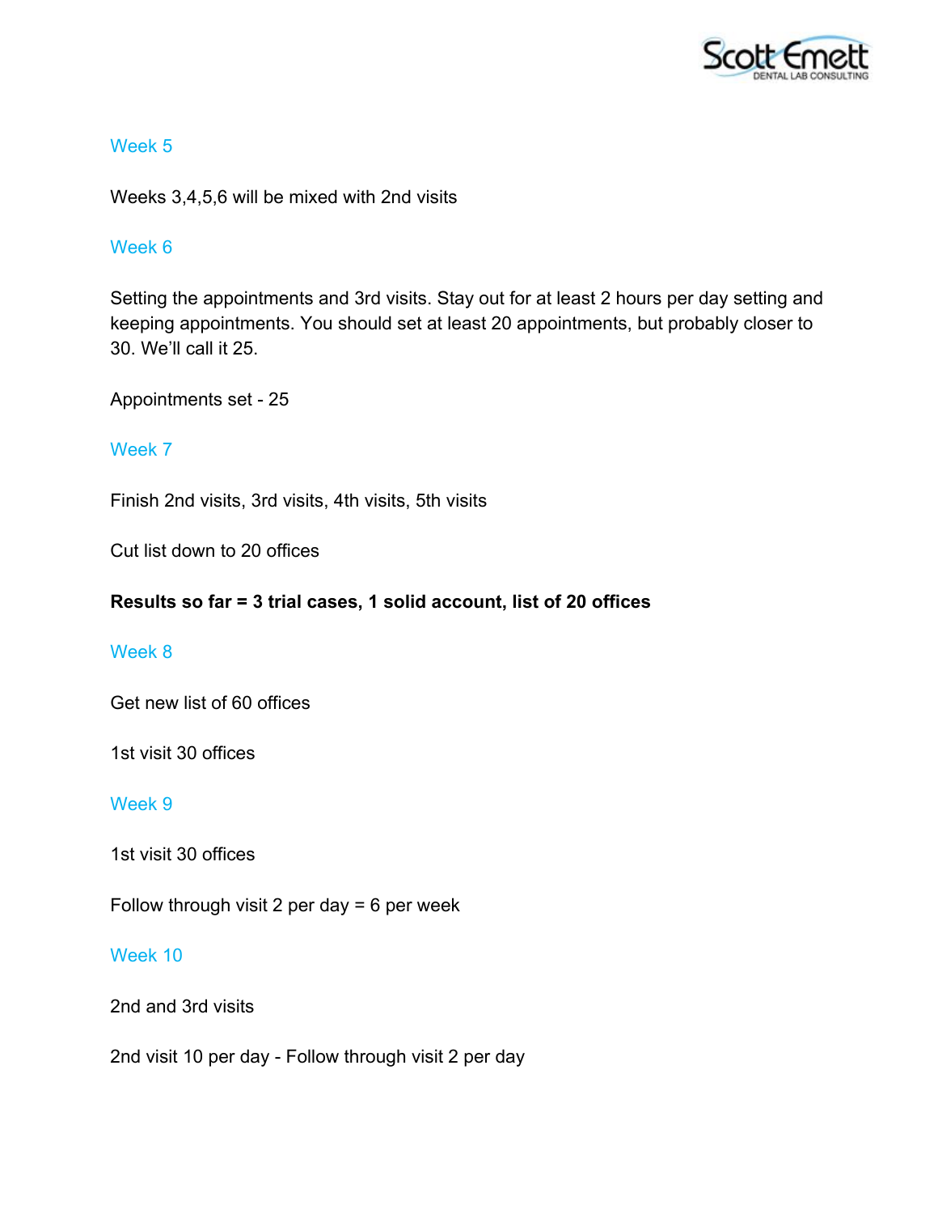### Week 5

Weeks 3,4,5,6 will be mixed with 2nd visits

### Week 6

Setting the appointments and 3rd visits. Stay out for at least 2 hours per day setting and keeping appointments. You should set at least 20 appointments, but probably closer to 30. We'll call it 25.

Appointments set - 25

### Week 7

Finish 2nd visits, 3rd visits, 4th visits, 5th visits

Cut list down to 20 offices

**Results so far = 3 trial cases, 1 solid account, list of 20 offices**

### Week 8

Get new list of 60 offices

1st visit 30 offices

### Week 9

1st visit 30 offices

Follow through visit 2 per day = 6 per week

### Week 10

2nd and 3rd visits

2nd visit 10 per day - Follow through visit 2 per day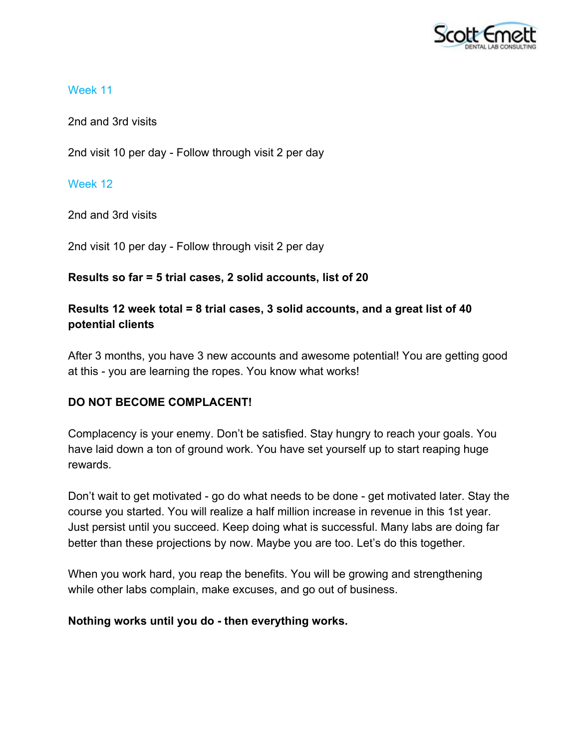### Week 11

2nd and 3rd visits

2nd visit 10 per day - Follow through visit 2 per day

### Week 12

2nd and 3rd visits

2nd visit 10 per day - Follow through visit 2 per day

**Results so far = 5 trial cases, 2 solid accounts, list of 20**

**Results 12 week total = 8 trial cases, 3 solid accounts, and a great list of 40 potential clients**

After 3 months, you have 3 new accounts and awesome potential! You are getting good at this - you are learning the ropes. You know what works!

**DO NOT BECOME COMPLACENT!**

Complacency is your enemy. Don't be satisfied. Stay hungry to reach your goals. You have laid down a ton of ground work. You have set yourself up to start reaping huge rewards.

Don't wait to get motivated - go do what needs to be done - get motivated later. Stay the course you started. You will realize a half million increase in revenue in this 1st year. Just persist until you succeed. Keep doing what is successful. Many labs are doing far better than these projections by now. Maybe you are too. Let's do this together.

When you work hard, you reap the benefits. You will be growing and strengthening while other labs complain, make excuses, and go out of business.

**Nothing works until you do - then everything works.**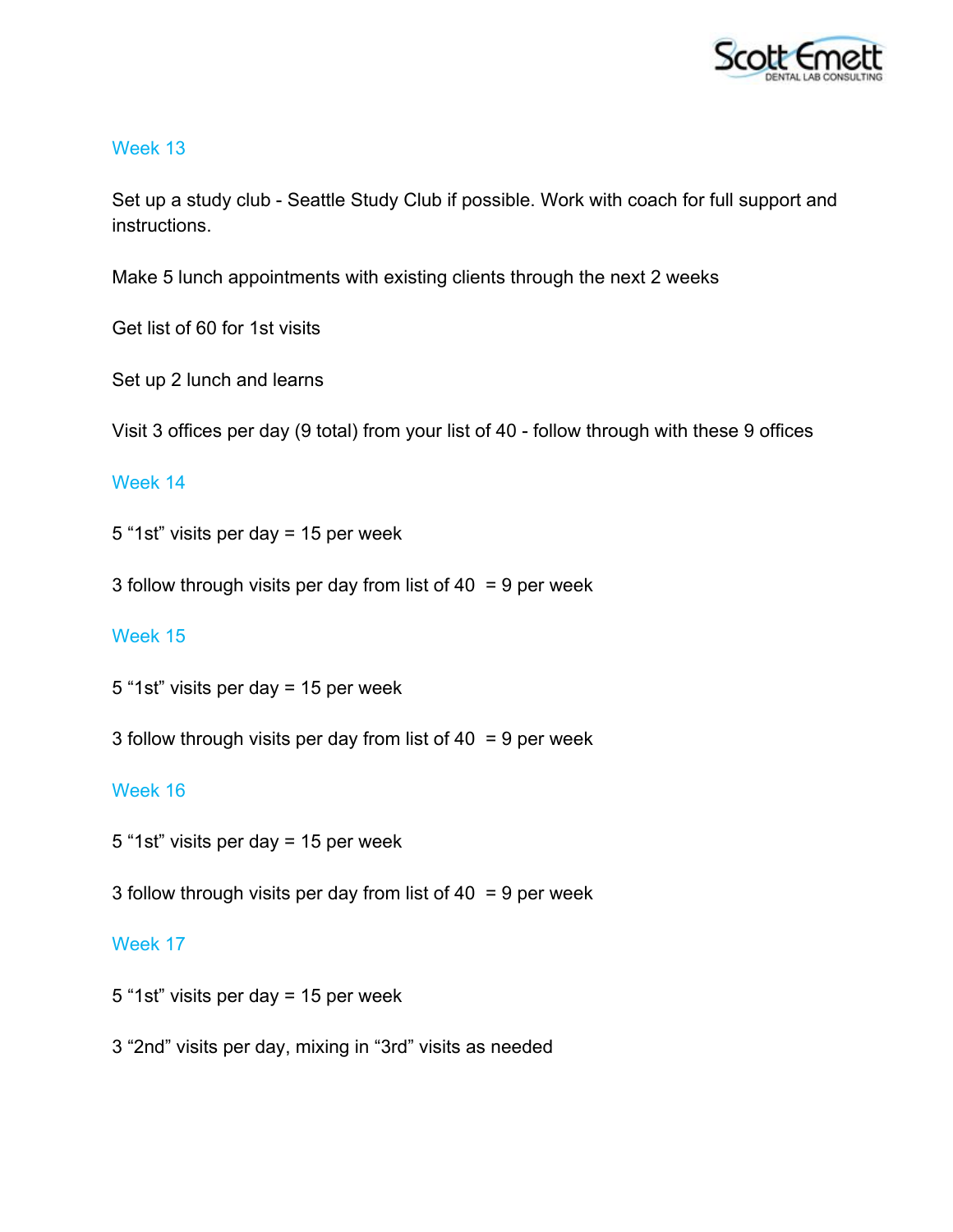## Week 13

Set up a study club - Seattle Study Club if possible. Work with coach for full support and instructions.

Make 5 lunch appointments with existing clients through the next 2 weeks

Get list of 60 for 1st visits

Set up 2 lunch and learns

Visit 3 offices per day (9 total) from your list of 40 - follow through with these 9 offices

## Week 14

5 “1st” visits per day = 15 per week

3 follow through visits per day from list of 40 = 9 per week

## Week 15

5 “1st” visits per day = 15 per week

3 follow through visits per day from list of 40 = 9 per week

## Week 16

5 “1st” visits per day = 15 per week

3 follow through visits per day from list of 40 = 9 per week

## Week 17

5 “1st” visits per day = 15 per week

3 “2nd” visits per day, mixing in “3rd” visits as needed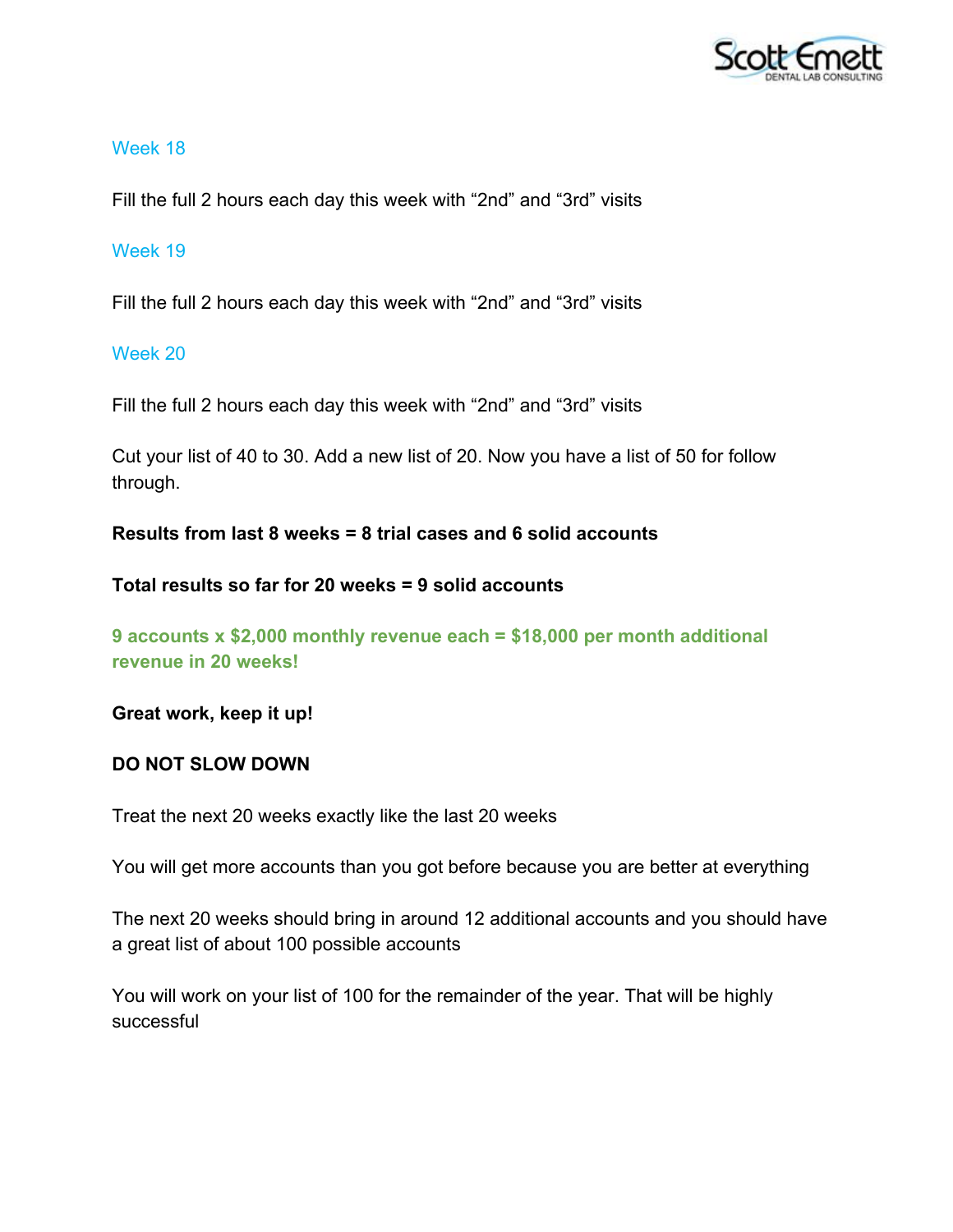### Week 18

Fill the full 2 hours each day this week with “2nd” and “3rd” visits

### Week 19

Fill the full 2 hours each day this week with “2nd” and “3rd” visits

### Week 20

Fill the full 2 hours each day this week with “2nd” and “3rd” visits

Cut your list of 40 to 30. Add a new list of 20. Now you have a list of 50 for follow through.

**Results from last 8 weeks = 8 trial cases and 6 solid accounts**

**Total results so far for 20 weeks = 9 solid accounts**

**9 accounts x $2,000 monthly revenue each = $18,000 per month additional revenue in 20 weeks!**

**Great work, keep it up!**

**DO NOT SLOW DOWN**

Treat the next 20 weeks exactly like the last 20 weeks

You will get more accounts than you got before because you are better at everything

The next 20 weeks should bring in around 12 additional accounts and you should have a great list of about 100 possible accounts

You will work on your list of 100 for the remainder of the year. That will be highly successful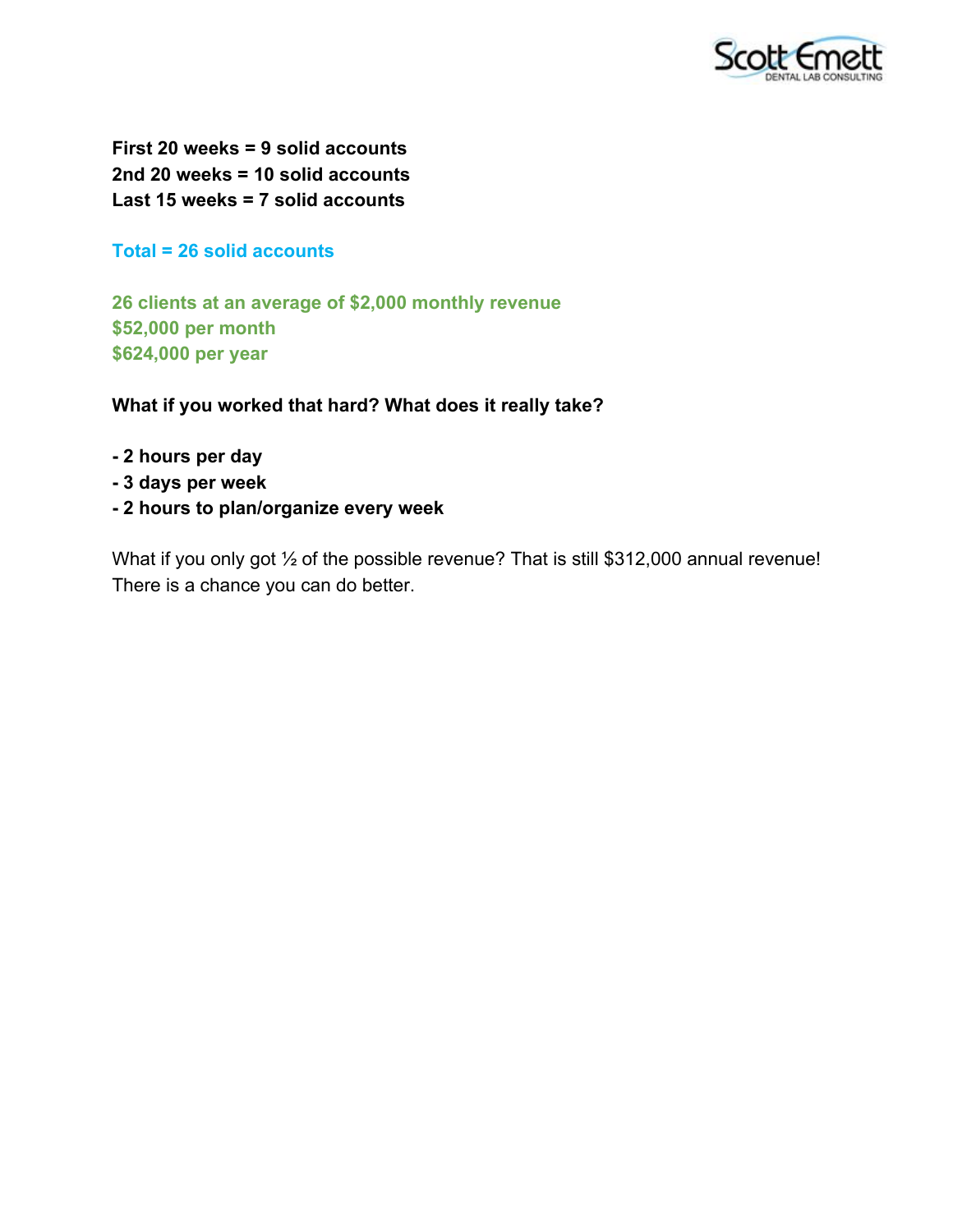**First 20 weeks = 9 solid accounts**
**2nd 20 weeks = 10 solid accounts**
**Last 15 weeks = 7 solid accounts**

**Total = 26 solid accounts**

**26 clients at an average of $2,000 monthly revenue**
**$52,000 per month**
**$624,000 per year**

**What if you worked that hard? What does it really take?**

**- 2 hours per day**
**- 3 days per week**
**- 2 hours to plan/organize every week**

What if you only got ½ of the possible revenue? That is still $312,000 annual revenue! There is a chance you can do better.